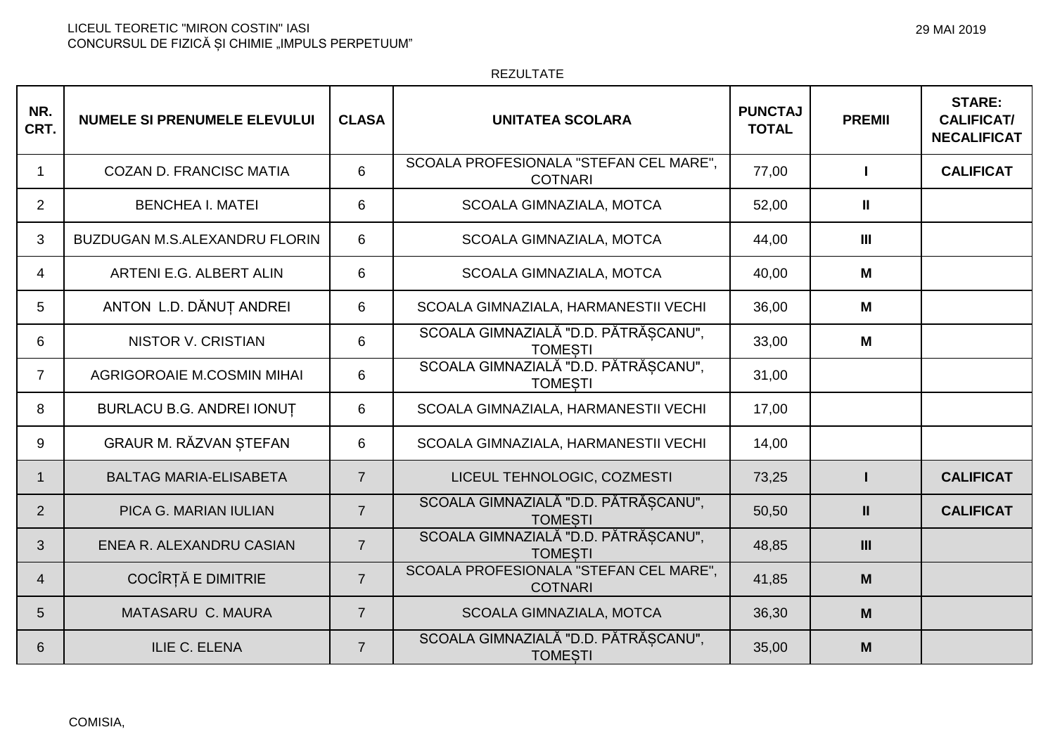LICEUL TEORETIC "MIRON COSTIN" IASI
CONCURSUL DE FIZICĂ ȘI CHIMIE „IMPULS PERPETUUM"

29 MAI 2019

REZULTATE

| NR. CRT. | NUMELE SI PRENUMELE ELEVULUI | CLASA | UNITATEA SCOLARA | PUNCTAJ TOTAL | PREMII | STARE: CALIFICAT/ NECALIFICAT |
|---|---|---|---|---|---|---|
| 1 | COZAN D. FRANCISC MATIA | 6 | SCOALA PROFESIONALA "STEFAN CEL MARE", COTNARI | 77,00 | **I** | **CALIFICAT** |
| 2 | BENCHEA I. MATEI | 6 | SCOALA GIMNAZIALA, MOTCA | 52,00 | **II** | |
| 3 | BUZDUGAN M.S.ALEXANDRU FLORIN | 6 | SCOALA GIMNAZIALA, MOTCA | 44,00 | **III** | |
| 4 | ARTENI E.G. ALBERT ALIN | 6 | SCOALA GIMNAZIALA, MOTCA | 40,00 | **M** | |
| 5 | ANTON L.D. DĂNUȚ ANDREI | 6 | SCOALA GIMNAZIALA, HARMANESTII VECHI | 36,00 | **M** | |
| 6 | NISTOR V. CRISTIAN | 6 | SCOALA GIMNAZIALĂ "D.D. PĂTRĂȘCANU", TOMEȘTI | 33,00 | **M** | |
| 7 | AGRIGOROAIE M.COSMIN MIHAI | 6 | SCOALA GIMNAZIALĂ "D.D. PĂTRĂȘCANU", TOMEȘTI | 31,00 | | |
| 8 | BURLACU B.G. ANDREI IONUȚ | 6 | SCOALA GIMNAZIALA, HARMANESTII VECHI | 17,00 | | |
| 9 | GRAUR M. RĂZVAN ȘTEFAN | 6 | SCOALA GIMNAZIALA, HARMANESTII VECHI | 14,00 | | |
| 1 | BALTAG MARIA-ELISABETA | 7 | LICEUL TEHNOLOGIC, COZMESTI | 73,25 | **I** | **CALIFICAT** |
| 2 | PICA G. MARIAN IULIAN | 7 | SCOALA GIMNAZIALĂ "D.D. PĂTRĂȘCANU", TOMEȘTI | 50,50 | **II** | **CALIFICAT** |
| 3 | ENEA R. ALEXANDRU CASIAN | 7 | SCOALA GIMNAZIALĂ "D.D. PĂTRĂȘCANU", TOMEȘTI | 48,85 | **III** | |
| 4 | COCÎRȚĂ E DIMITRIE | 7 | SCOALA PROFESIONALA "STEFAN CEL MARE", COTNARI | 41,85 | **M** | |
| 5 | MATASARU C. MAURA | 7 | SCOALA GIMNAZIALA, MOTCA | 36,30 | **M** | |
| 6 | ILIE C. ELENA | 7 | SCOALA GIMNAZIALĂ "D.D. PĂTRĂȘCANU", TOMEȘTI | 35,00 | **M** | |

COMISIA,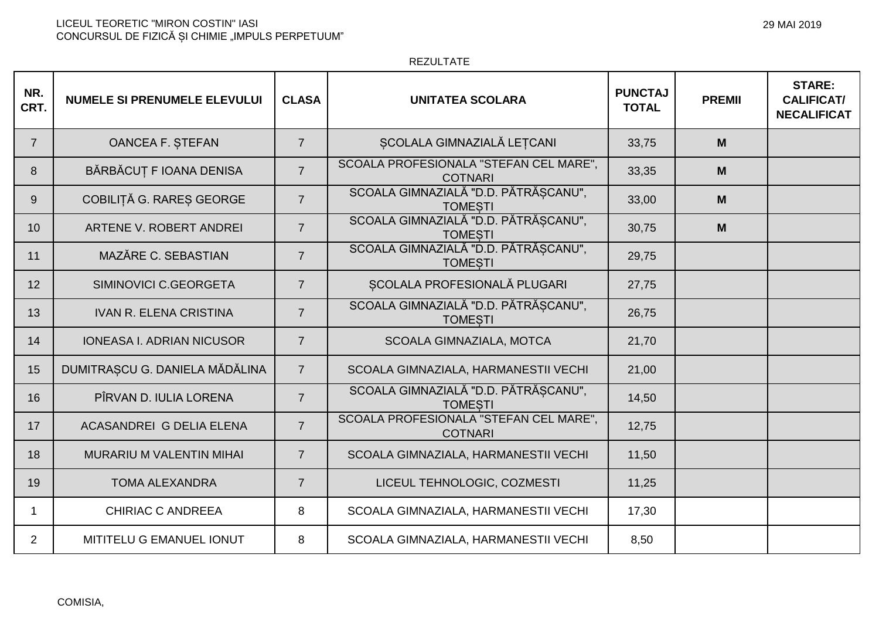LICEUL TEORETIC "MIRON COSTIN" IASI
CONCURSUL DE FIZICĂ ȘI CHIMIE „IMPULS PERPETUUM”

29 MAI 2019

REZULTATE

| NR. CRT. | NUMELE SI PRENUMELE ELEVULUI | CLASA | UNITATEA SCOLARA | PUNCTAJ TOTAL | PREMII | STARE: CALIFICAT/ NECALIFICAT |
|---|---|---|---|---|---|---|
| 7 | OANCEA F. ȘTEFAN | 7 | ȘCOLALA GIMNAZIALĂ LEȚCANI | 33,75 | **M** | |
| 8 | BĂRBĂCUȚ F IOANA DENISA | 7 | SCOALA PROFESIONALA "STEFAN CEL MARE", COTNARI | 33,35 | **M** | |
| 9 | COBILIȚĂ G. RAREȘ GEORGE | 7 | SCOALA GIMNAZIALĂ "D.D. PĂTRĂȘCANU", TOMEȘTI | 33,00 | **M** | |
| 10 | ARTENE V. ROBERT ANDREI | 7 | SCOALA GIMNAZIALĂ "D.D. PĂTRĂȘCANU", TOMEȘTI | 30,75 | **M** | |
| 11 | MAZĂRE C. SEBASTIAN | 7 | SCOALA GIMNAZIALĂ "D.D. PĂTRĂȘCANU", TOMEȘTI | 29,75 | | |
| 12 | SIMINOVICI C.GEORGETA | 7 | ȘCOLALA PROFESIONALĂ PLUGARI | 27,75 | | |
| 13 | IVAN R. ELENA CRISTINA | 7 | SCOALA GIMNAZIALĂ "D.D. PĂTRĂȘCANU", TOMEȘTI | 26,75 | | |
| 14 | IONEASA I. ADRIAN NICUSOR | 7 | SCOALA GIMNAZIALA, MOTCA | 21,70 | | |
| 15 | DUMITRAȘCU G. DANIELA MĂDĂLINA | 7 | SCOALA GIMNAZIALA, HARMANESTII VECHI | 21,00 | | |
| 16 | PÎRVAN D. IULIA LORENA | 7 | SCOALA GIMNAZIALĂ "D.D. PĂTRĂȘCANU", TOMEȘTI | 14,50 | | |
| 17 | ACASANDREI G DELIA ELENA | 7 | SCOALA PROFESIONALA "STEFAN CEL MARE", COTNARI | 12,75 | | |
| 18 | MURARIU M VALENTIN MIHAI | 7 | SCOALA GIMNAZIALA, HARMANESTII VECHI | 11,50 | | |
| 19 | TOMA ALEXANDRA | 7 | LICEUL TEHNOLOGIC, COZMESTI | 11,25 | | |
| 1 | CHIRIAC C ANDREEA | 8 | SCOALA GIMNAZIALA, HARMANESTII VECHI | 17,30 | | |
| 2 | MITITELU G EMANUEL IONUT | 8 | SCOALA GIMNAZIALA, HARMANESTII VECHI | 8,50 | | |

COMISIA,